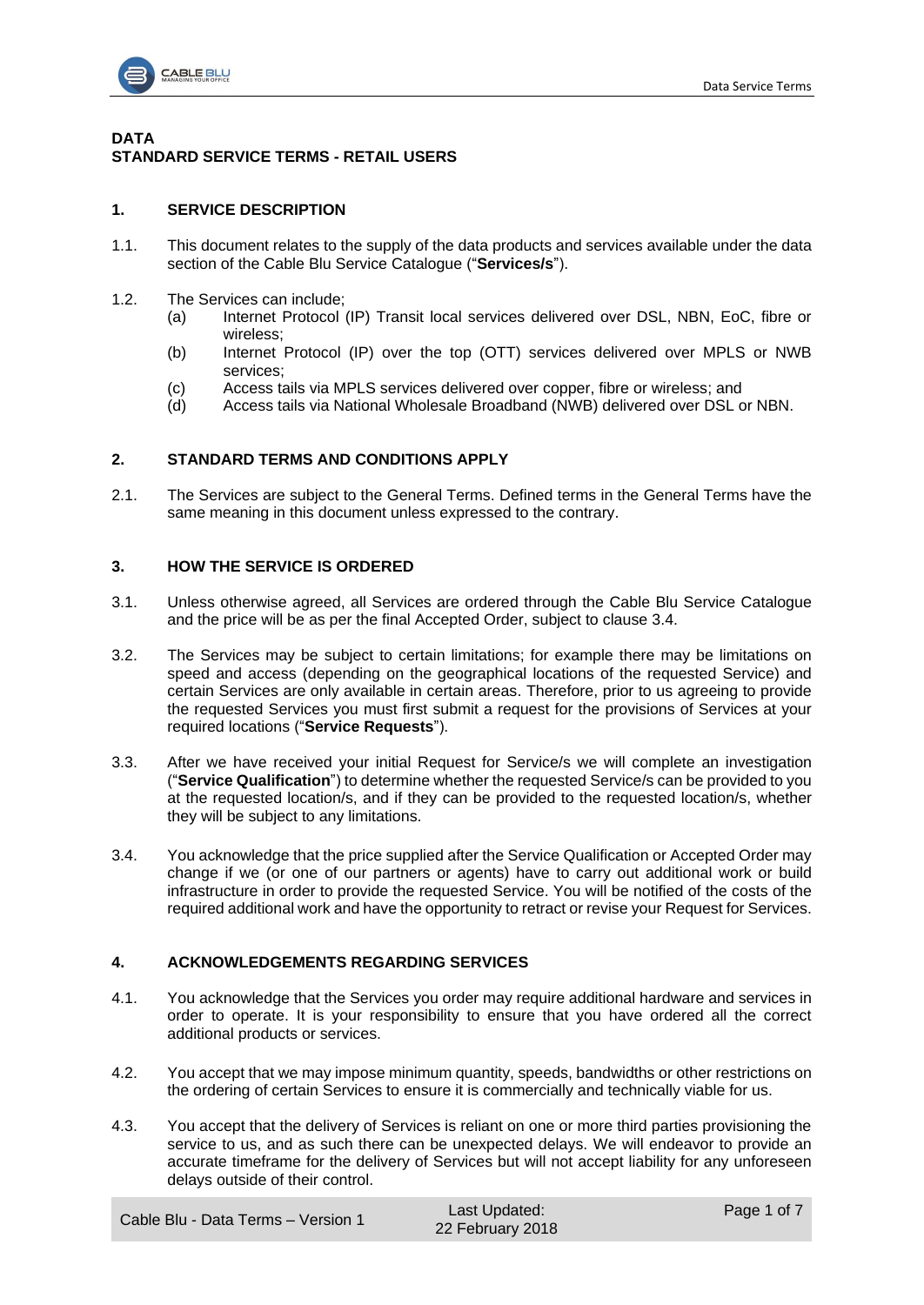# DATA
# STANDARD SERVICE TERMS - RETAIL USERS

## 1. SERVICE DESCRIPTION

1.1. This document relates to the supply of the data products and services available under the data section of the Cable Blu Service Catalogue ("**Services/s**").

1.2. The Services can include;

- (a) Internet Protocol (IP) Transit local services delivered over DSL, NBN, EoC, fibre or wireless;
- (b) Internet Protocol (IP) over the top (OTT) services delivered over MPLS or NWB services;
- (c) Access tails via MPLS services delivered over copper, fibre or wireless; and
- (d) Access tails via National Wholesale Broadband (NWB) delivered over DSL or NBN.

## 2. STANDARD TERMS AND CONDITIONS APPLY

2.1. The Services are subject to the General Terms. Defined terms in the General Terms have the same meaning in this document unless expressed to the contrary.

## 3. HOW THE SERVICE IS ORDERED

3.1. Unless otherwise agreed, all Services are ordered through the Cable Blu Service Catalogue and the price will be as per the final Accepted Order, subject to clause 3.4.

3.2. The Services may be subject to certain limitations; for example there may be limitations on speed and access (depending on the geographical locations of the requested Service) and certain Services are only available in certain areas. Therefore, prior to us agreeing to provide the requested Services you must first submit a request for the provisions of Services at your required locations ("**Service Requests**").

3.3. After we have received your initial Request for Service/s we will complete an investigation ("**Service Qualification**") to determine whether the requested Service/s can be provided to you at the requested location/s, and if they can be provided to the requested location/s, whether they will be subject to any limitations.

3.4. You acknowledge that the price supplied after the Service Qualification or Accepted Order may change if we (or one of our partners or agents) have to carry out additional work or build infrastructure in order to provide the requested Service. You will be notified of the costs of the required additional work and have the opportunity to retract or revise your Request for Services.

## 4. ACKNOWLEDGEMENTS REGARDING SERVICES

4.1. You acknowledge that the Services you order may require additional hardware and services in order to operate. It is your responsibility to ensure that you have ordered all the correct additional products or services.

4.2. You accept that we may impose minimum quantity, speeds, bandwidths or other restrictions on the ordering of certain Services to ensure it is commercially and technically viable for us.

4.3. You accept that the delivery of Services is reliant on one or more third parties provisioning the service to us, and as such there can be unexpected delays. We will endeavor to provide an accurate timeframe for the delivery of Services but will not accept liability for any unforeseen delays outside of their control.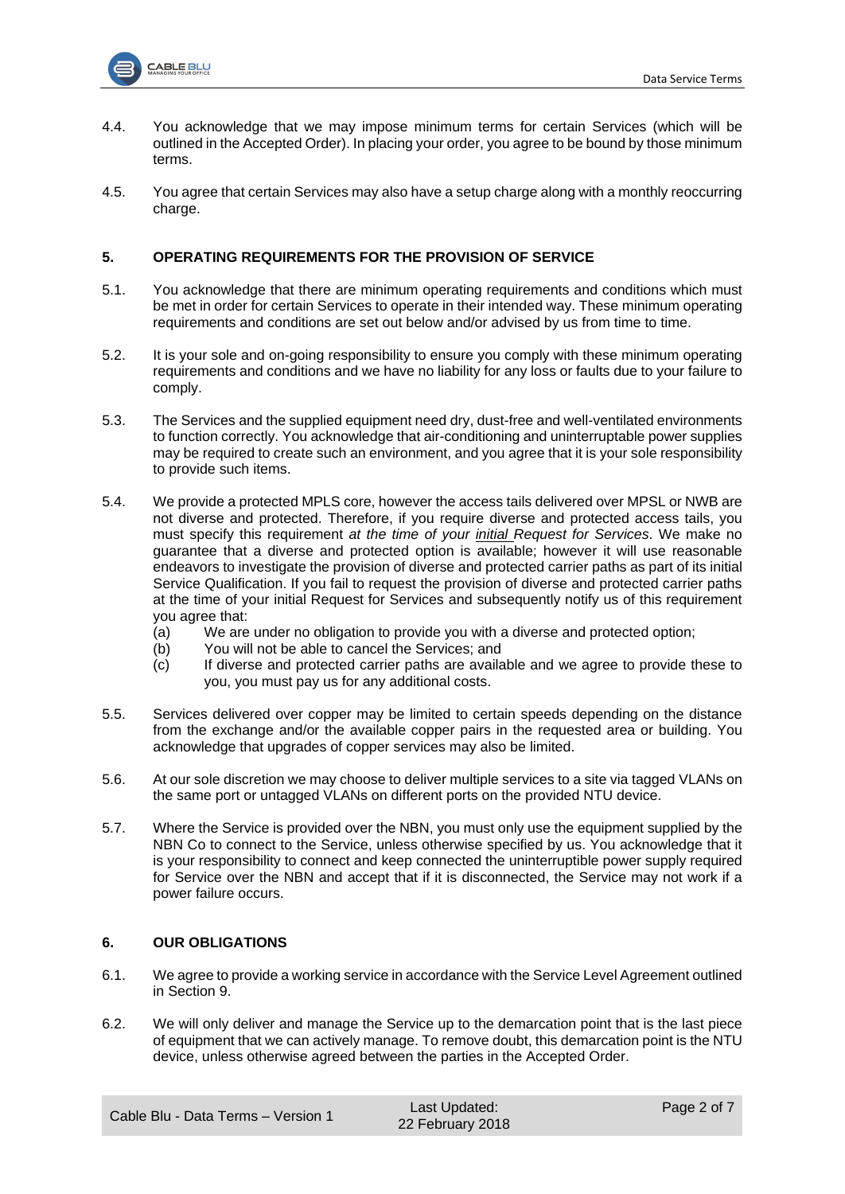4.4. You acknowledge that we may impose minimum terms for certain Services (which will be outlined in the Accepted Order). In placing your order, you agree to be bound by those minimum terms.

4.5. You agree that certain Services may also have a setup charge along with a monthly reoccurring charge.

## 5. OPERATING REQUIREMENTS FOR THE PROVISION OF SERVICE

5.1. You acknowledge that there are minimum operating requirements and conditions which must be met in order for certain Services to operate in their intended way. These minimum operating requirements and conditions are set out below and/or advised by us from time to time.

5.2. It is your sole and on-going responsibility to ensure you comply with these minimum operating requirements and conditions and we have no liability for any loss or faults due to your failure to comply.

5.3. The Services and the supplied equipment need dry, dust-free and well-ventilated environments to function correctly. You acknowledge that air-conditioning and uninterruptable power supplies may be required to create such an environment, and you agree that it is your sole responsibility to provide such items.

5.4. We provide a protected MPLS core, however the access tails delivered over MPSL or NWB are not diverse and protected. Therefore, if you require diverse and protected access tails, you must specify this requirement *at the time of your initial Request for Services*. We make no guarantee that a diverse and protected option is available; however it will use reasonable endeavors to investigate the provision of diverse and protected carrier paths as part of its initial Service Qualification. If you fail to request the provision of diverse and protected carrier paths at the time of your initial Request for Services and subsequently notify us of this requirement you agree that:

(a) We are under no obligation to provide you with a diverse and protected option;
(b) You will not be able to cancel the Services; and
(c) If diverse and protected carrier paths are available and we agree to provide these to you, you must pay us for any additional costs.

5.5. Services delivered over copper may be limited to certain speeds depending on the distance from the exchange and/or the available copper pairs in the requested area or building. You acknowledge that upgrades of copper services may also be limited.

5.6. At our sole discretion we may choose to deliver multiple services to a site via tagged VLANs on the same port or untagged VLANs on different ports on the provided NTU device.

5.7. Where the Service is provided over the NBN, you must only use the equipment supplied by the NBN Co to connect to the Service, unless otherwise specified by us. You acknowledge that it is your responsibility to connect and keep connected the uninterruptible power supply required for Service over the NBN and accept that if it is disconnected, the Service may not work if a power failure occurs.

## 6. OUR OBLIGATIONS

6.1. We agree to provide a working service in accordance with the Service Level Agreement outlined in Section 9.

6.2. We will only deliver and manage the Service up to the demarcation point that is the last piece of equipment that we can actively manage. To remove doubt, this demarcation point is the NTU device, unless otherwise agreed between the parties in the Accepted Order.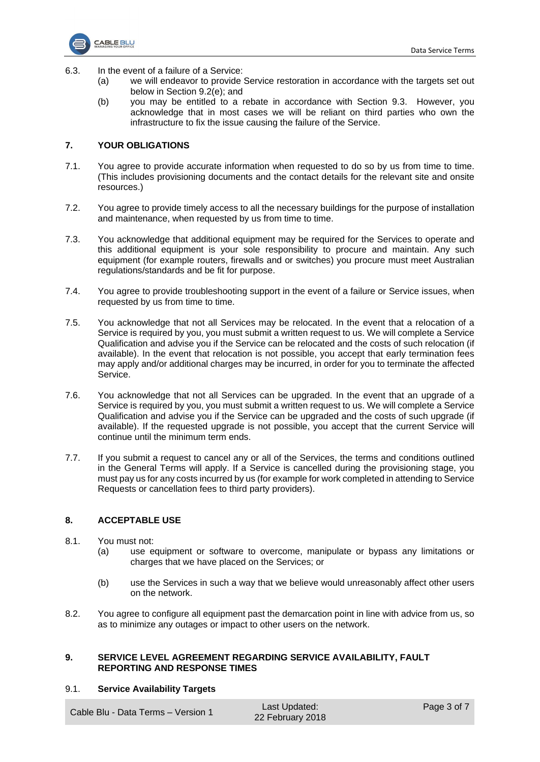6.3. In the event of a failure of a Service:

   (a) we will endeavor to provide Service restoration in accordance with the targets set out below in Section 9.2(e); and

   (b) you may be entitled to a rebate in accordance with Section 9.3. However, you acknowledge that in most cases we will be reliant on third parties who own the infrastructure to fix the issue causing the failure of the Service.

## 7. YOUR OBLIGATIONS

7.1. You agree to provide accurate information when requested to do so by us from time to time. (This includes provisioning documents and the contact details for the relevant site and onsite resources.)

7.2. You agree to provide timely access to all the necessary buildings for the purpose of installation and maintenance, when requested by us from time to time.

7.3. You acknowledge that additional equipment may be required for the Services to operate and this additional equipment is your sole responsibility to procure and maintain. Any such equipment (for example routers, firewalls and or switches) you procure must meet Australian regulations/standards and be fit for purpose.

7.4. You agree to provide troubleshooting support in the event of a failure or Service issues, when requested by us from time to time.

7.5. You acknowledge that not all Services may be relocated. In the event that a relocation of a Service is required by you, you must submit a written request to us. We will complete a Service Qualification and advise you if the Service can be relocated and the costs of such relocation (if available). In the event that relocation is not possible, you accept that early termination fees may apply and/or additional charges may be incurred, in order for you to terminate the affected Service.

7.6. You acknowledge that not all Services can be upgraded. In the event that an upgrade of a Service is required by you, you must submit a written request to us. We will complete a Service Qualification and advise you if the Service can be upgraded and the costs of such upgrade (if available). If the requested upgrade is not possible, you accept that the current Service will continue until the minimum term ends.

7.7. If you submit a request to cancel any or all of the Services, the terms and conditions outlined in the General Terms will apply. If a Service is cancelled during the provisioning stage, you must pay us for any costs incurred by us (for example for work completed in attending to Service Requests or cancellation fees to third party providers).

## 8. ACCEPTABLE USE

8.1. You must not:

   (a) use equipment or software to overcome, manipulate or bypass any limitations or charges that we have placed on the Services; or

   (b) use the Services in such a way that we believe would unreasonably affect other users on the network.

8.2. You agree to configure all equipment past the demarcation point in line with advice from us, so as to minimize any outages or impact to other users on the network.

## 9. SERVICE LEVEL AGREEMENT REGARDING SERVICE AVAILABILITY, FAULT REPORTING AND RESPONSE TIMES

### 9.1. Service Availability Targets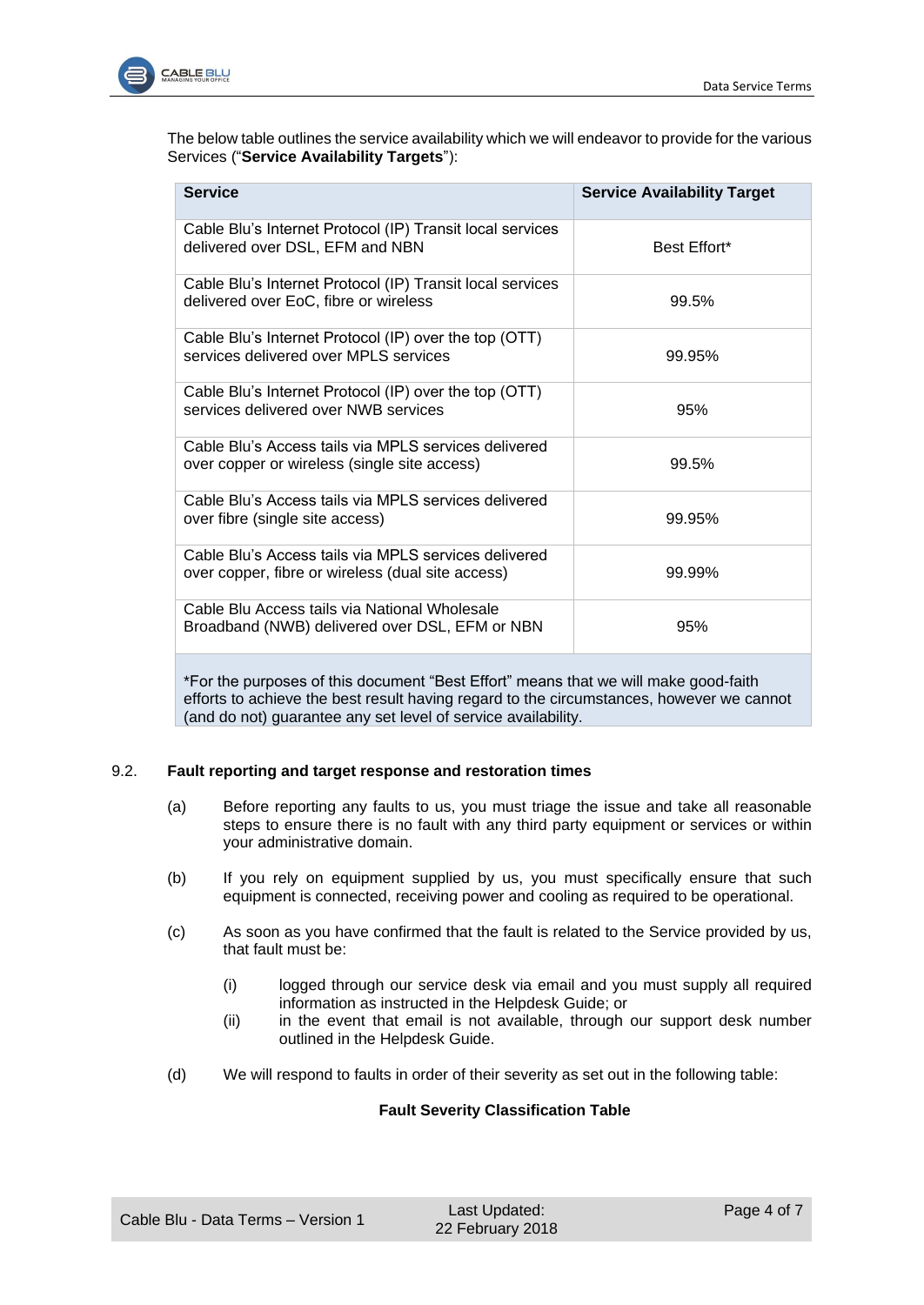The below table outlines the service availability which we will endeavor to provide for the various Services ("**Service Availability Targets**"):

| Service | Service Availability Target |
| --- | --- |
| Cable Blu's Internet Protocol (IP) Transit local services delivered over DSL, EFM and NBN | Best Effort* |
| Cable Blu's Internet Protocol (IP) Transit local services delivered over EoC, fibre or wireless | 99.5% |
| Cable Blu's Internet Protocol (IP) over the top (OTT) services delivered over MPLS services | 99.95% |
| Cable Blu's Internet Protocol (IP) over the top (OTT) services delivered over NWB services | 95% |
| Cable Blu's Access tails via MPLS services delivered over copper or wireless (single site access) | 99.5% |
| Cable Blu's Access tails via MPLS services delivered over fibre (single site access) | 99.95% |
| Cable Blu's Access tails via MPLS services delivered over copper, fibre or wireless (dual site access) | 99.99% |
| Cable Blu Access tails via National Wholesale Broadband (NWB) delivered over DSL, EFM or NBN | 95% |
| *For the purposes of this document "Best Effort" means that we will make good-faith efforts to achieve the best result having regard to the circumstances, however we cannot (and do not) guarantee any set level of service availability. | |

9.2. **Fault reporting and target response and restoration times**

(a) Before reporting any faults to us, you must triage the issue and take all reasonable steps to ensure there is no fault with any third party equipment or services or within your administrative domain.

(b) If you rely on equipment supplied by us, you must specifically ensure that such equipment is connected, receiving power and cooling as required to be operational.

(c) As soon as you have confirmed that the fault is related to the Service provided by us, that fault must be:

(i) logged through our service desk via email and you must supply all required information as instructed in the Helpdesk Guide; or

(ii) in the event that email is not available, through our support desk number outlined in the Helpdesk Guide.

(d) We will respond to faults in order of their severity as set out in the following table:

**Fault Severity Classification Table**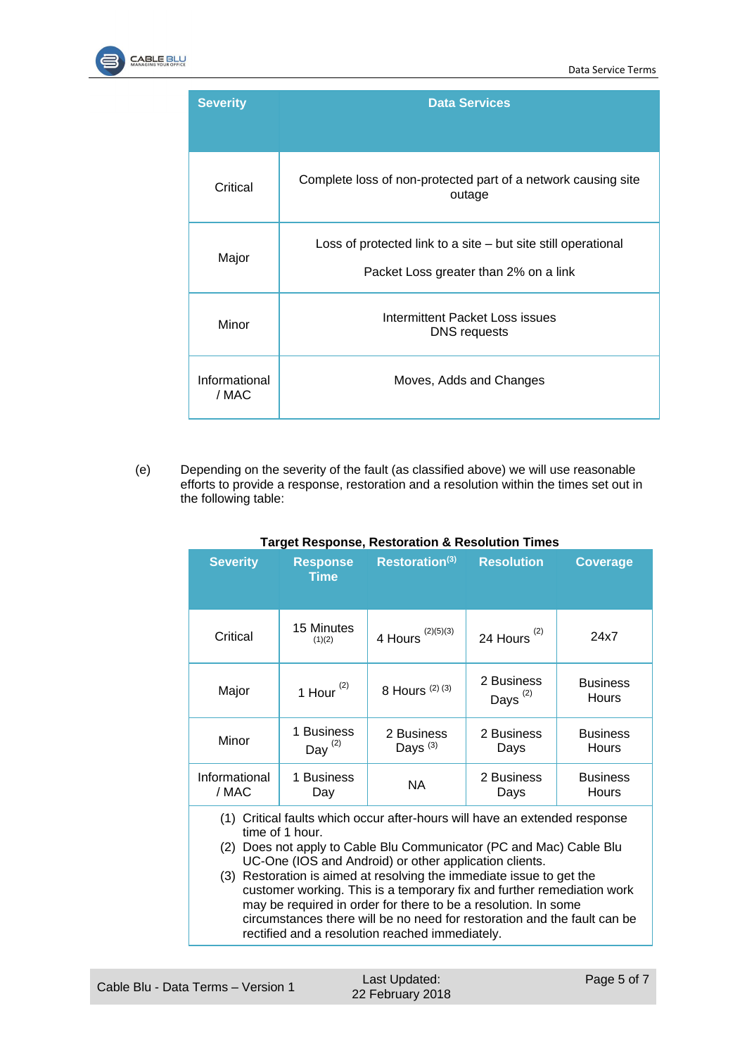| Severity | Data Services |
|---|---|
| Critical | Complete loss of non-protected part of a network causing site outage |
| Major | Loss of protected link to a site – but site still operational<br><br>Packet Loss greater than 2% on a link |
| Minor | Intermittent Packet Loss issues<br>DNS requests |
| Informational / MAC | Moves, Adds and Changes |

(e) Depending on the severity of the fault (as classified above) we will use reasonable efforts to provide a response, restoration and a resolution within the times set out in the following table:

**Target Response, Restoration & Resolution Times**

| Severity | Response Time | Restoration(3) | Resolution | Coverage |
|---|---|---|---|---|
| Critical | 15 Minutes (1)(2) | 4 Hours (2)(5)(3) | 24 Hours (2) | 24x7 |
| Major | 1 Hour (2) | 8 Hours (2) (3) | 2 Business Days (2) | Business Hours |
| Minor | 1 Business Day (2) | 2 Business Days (3) | 2 Business Days | Business Hours |
| Informational / MAC | 1 Business Day | NA | 2 Business Days | Business Hours |

(1) Critical faults which occur after-hours will have an extended response time of 1 hour.
(2) Does not apply to Cable Blu Communicator (PC and Mac) Cable Blu UC-One (IOS and Android) or other application clients.
(3) Restoration is aimed at resolving the immediate issue to get the customer working. This is a temporary fix and further remediation work may be required in order for there to be a resolution. In some circumstances there will be no need for restoration and the fault can be rectified and a resolution reached immediately.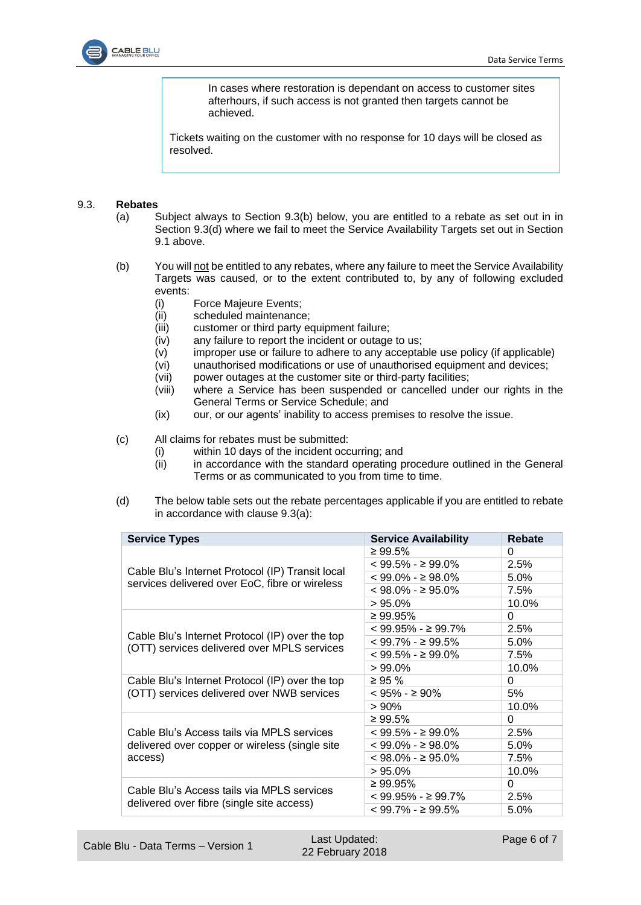In cases where restoration is dependant on access to customer sites afterhours, if such access is not granted then targets cannot be achieved.

Tickets waiting on the customer with no response for 10 days will be closed as resolved.

9.3. **Rebates**

(a) Subject always to Section 9.3(b) below, you are entitled to a rebate as set out in in Section 9.3(d) where we fail to meet the Service Availability Targets set out in Section 9.1 above.

(b) You will not be entitled to any rebates, where any failure to meet the Service Availability Targets was caused, or to the extent contributed to, by any of following excluded events:

(i) Force Majeure Events;
(ii) scheduled maintenance;
(iii) customer or third party equipment failure;
(iv) any failure to report the incident or outage to us;
(v) improper use or failure to adhere to any acceptable use policy (if applicable)
(vi) unauthorised modifications or use of unauthorised equipment and devices;
(vii) power outages at the customer site or third-party facilities;
(viii) where a Service has been suspended or cancelled under our rights in the General Terms or Service Schedule; and
(ix) our, or our agents' inability to access premises to resolve the issue.

(c) All claims for rebates must be submitted:

(i) within 10 days of the incident occurring; and
(ii) in accordance with the standard operating procedure outlined in the General Terms or as communicated to you from time to time.

(d) The below table sets out the rebate percentages applicable if you are entitled to rebate in accordance with clause 9.3(a):

| Service Types | Service Availability | Rebate |
|---|---|---|
| Cable Blu's Internet Protocol (IP) Transit local services delivered over EoC, fibre or wireless | ≥ 99.5% | 0 |
| | < 99.5% - ≥ 99.0% | 2.5% |
| | < 99.0% - ≥ 98.0% | 5.0% |
| | < 98.0% - ≥ 95.0% | 7.5% |
| | > 95.0% | 10.0% |
| Cable Blu's Internet Protocol (IP) over the top (OTT) services delivered over MPLS services | ≥ 99.95% | 0 |
| | < 99.95% - ≥ 99.7% | 2.5% |
| | < 99.7% - ≥ 99.5% | 5.0% |
| | < 99.5% - ≥ 99.0% | 7.5% |
| | > 99.0% | 10.0% |
| Cable Blu's Internet Protocol (IP) over the top (OTT) services delivered over NWB services | ≥ 95 % | 0 |
| | < 95% - ≥ 90% | 5% |
| | > 90% | 10.0% |
| Cable Blu's Access tails via MPLS services delivered over copper or wireless (single site access) | ≥ 99.5% | 0 |
| | < 99.5% - ≥ 99.0% | 2.5% |
| | < 99.0% - ≥ 98.0% | 5.0% |
| | < 98.0% - ≥ 95.0% | 7.5% |
| | > 95.0% | 10.0% |
| Cable Blu's Access tails via MPLS services delivered over fibre (single site access) | ≥ 99.95% | 0 |
| | < 99.95% - ≥ 99.7% | 2.5% |
| | < 99.7% - ≥ 99.5% | 5.0% |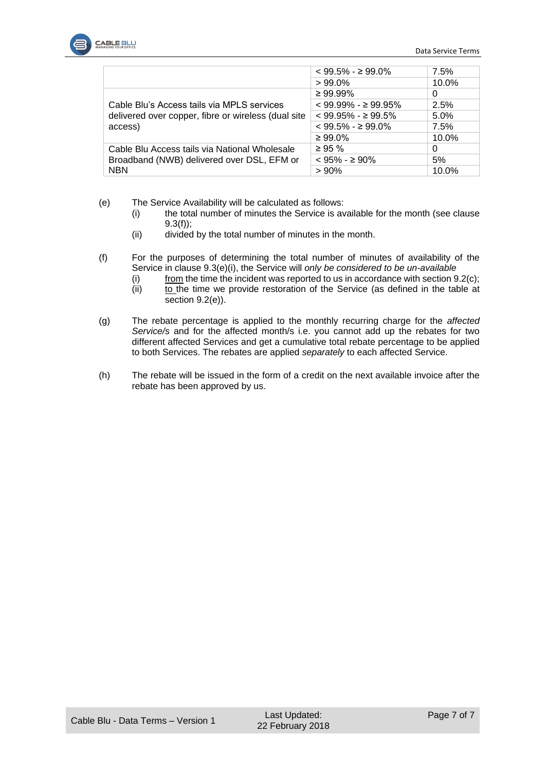| | | |
|---|---|---|
| | < 99.5% - ≥ 99.0% | 7.5% |
| | > 99.0% | 10.0% |
| Cable Blu's Access tails via MPLS services delivered over copper, fibre or wireless (dual site access) | ≥ 99.99% | 0 |
| | < 99.99% - ≥ 99.95% | 2.5% |
| | < 99.95% - ≥ 99.5% | 5.0% |
| | < 99.5% - ≥ 99.0% | 7.5% |
| | ≥ 99.0% | 10.0% |
| Cable Blu Access tails via National Wholesale Broadband (NWB) delivered over DSL, EFM or NBN | ≥ 95 % | 0 |
| | < 95% - ≥ 90% | 5% |
| | > 90% | 10.0% |

(e) The Service Availability will be calculated as follows:

  (i) the total number of minutes the Service is available for the month (see clause 9.3(f));

  (ii) divided by the total number of minutes in the month.

(f) For the purposes of determining the total number of minutes of availability of the Service in clause 9.3(e)(i), the Service will *only be considered to be un-available*

  (i) from the time the incident was reported to us in accordance with section 9.2(c);

  (ii) to the time we provide restoration of the Service (as defined in the table at section 9.2(e)).

(g) The rebate percentage is applied to the monthly recurring charge for the *affected Service/s* and for the affected month/s i.e. you cannot add up the rebates for two different affected Services and get a cumulative total rebate percentage to be applied to both Services. The rebates are applied *separately* to each affected Service.

(h) The rebate will be issued in the form of a credit on the next available invoice after the rebate has been approved by us.